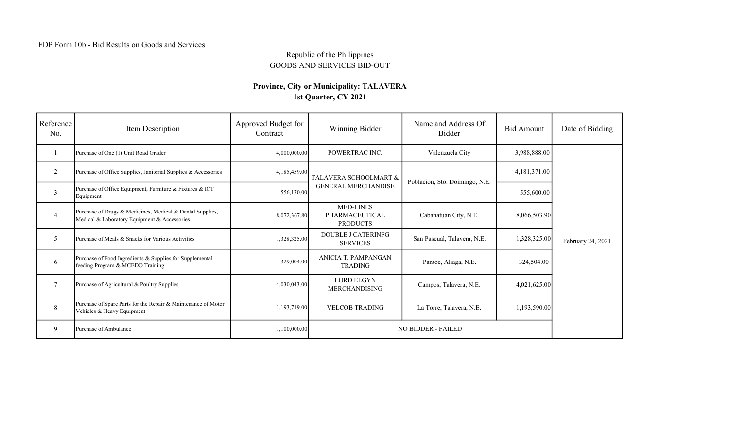FDP Form 10b - Bid Results on Goods and Services

Republic of the Philippines
GOODS AND SERVICES BID-OUT

**Province, City or Municipality: TALAVERA**
**1st Quarter, CY 2021**

| Reference No. | Item Description | Approved Budget for Contract | Winning Bidder | Name and Address Of Bidder | Bid Amount | Date of Bidding |
|---|---|---|---|---|---|---|
| 1 | Purchase of One (1) Unit Road Grader | 4,000,000.00 | POWERTRAC INC. | Valenzuela City | 3,988,888.00 | February 24, 2021 |
| 2 | Purchase of Office Supplies, Janitorial Supplies & Accessories | 4,185,459.00 | TALAVERA SCHOOLMART & GENERAL MERCHANDISE | Poblacion, Sto. Doimingo, N.E. | 4,181,371.00 | |
| 3 | Purchase of Office Equipment, Furniture & Fixtures & ICT Equipment | 556,170.00 | | | 555,600.00 | |
| 4 | Purchase of Drugs & Medicines, Medical & Dental Supplies, Medical & Laboratory Equipment & Accessories | 8,072,367.80 | MED-LINES PHARMACEUTICAL PRODUCTS | Cabanatuan City, N.E. | 8,066,503.90 | |
| 5 | Purchase of Meals & Snacks for Various Activities | 1,328,325.00 | DOUBLE J CATERINFG SERVICES | San Pascual, Talavera, N.E. | 1,328,325.00 | |
| 6 | Purchase of Food Ingredients & Supplies for Supplemental feeding Program & MCEDO Training | 329,004.00 | ANICIA T. PAMPANGAN TRADING | Pantoc, Aliaga, N.E. | 324,504.00 | |
| 7 | Purchase of Agricultural & Poultry Supplies | 4,030,043.00 | LORD ELGYN MERCHANDISING | Campos, Talavera, N.E. | 4,021,625.00 | |
| 8 | Purchase of Spare Parts for the Repair & Maintenance of Motor Vehicles & Heavy Equipment | 1,193,719.00 | VELCOB TRADING | La Torre, Talavera, N.E. | 1,193,590.00 | |
| 9 | Purchase of Ambulance | 1,100,000.00 | NO BIDDER - FAILED | | | |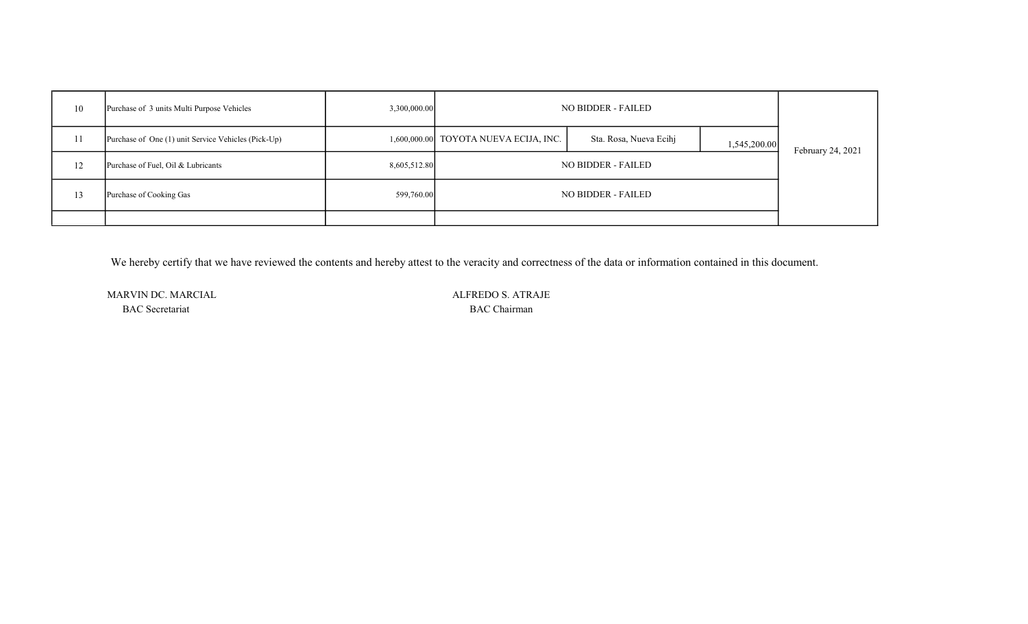| | | | | | | |
|---|---|---|---|---|---|---|
| 10 | Purchase of 3 units Multi Purpose Vehicles | 3,300,000.00 | NO BIDDER - FAILED | | | February 24, 2021 |
| 11 | Purchase of One (1) unit Service Vehicles (Pick-Up) | 1,600,000.00 | TOYOTA NUEVA ECIJA, INC. | Sta. Rosa, Nueva Ecihj | 1,545,200.00 | |
| 12 | Purchase of Fuel, Oil & Lubricants | 8,605,512.80 | NO BIDDER - FAILED | | | |
| 13 | Purchase of Cooking Gas | 599,760.00 | NO BIDDER - FAILED | | | |
| | | | | | | |

We hereby certify that we have reviewed the contents and hereby attest to the veracity and correctness of the data or information contained in this document.

MARVIN DC. MARCIAL
BAC Secretariat

ALFREDO S. ATRAJE
BAC Chairman